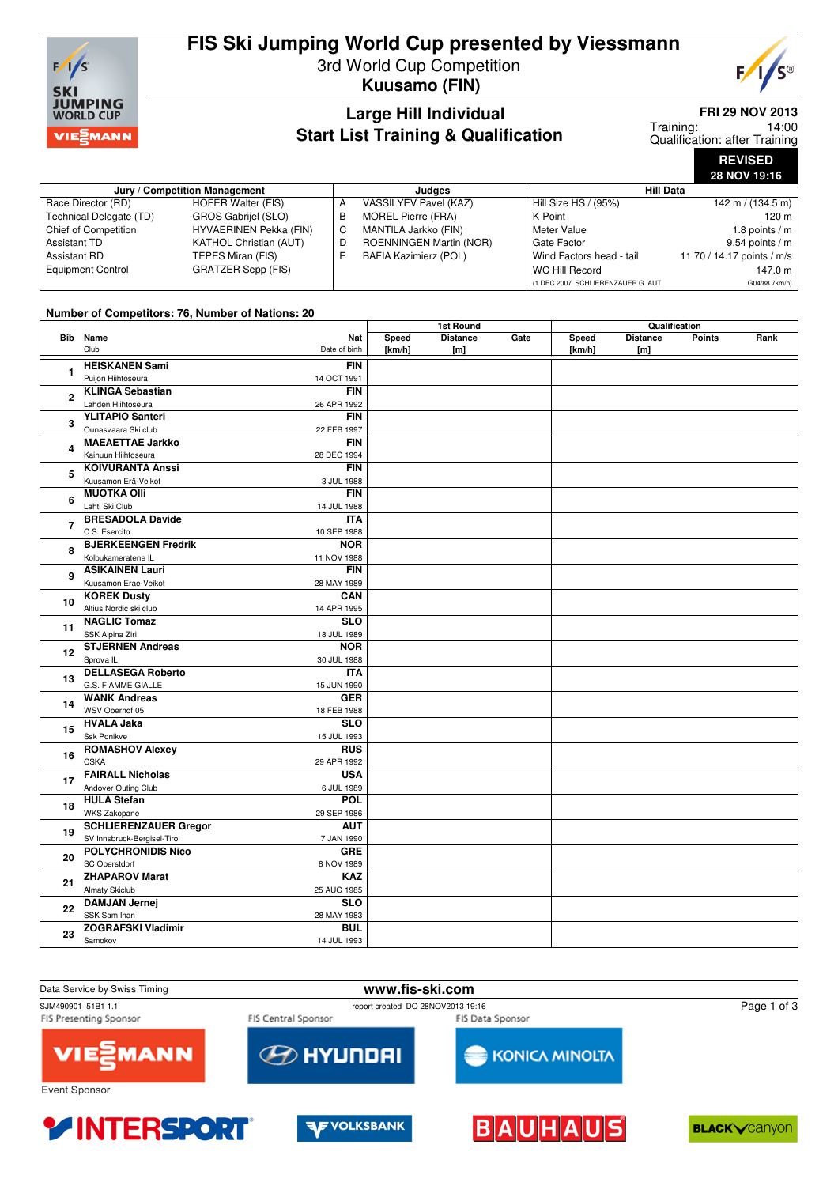# FIS Ski Jumping World Cup presented by Viessmann

3rd World Cup Competition
**Kuusamo (FIN)**

## Large Hill Individual
## Start List Training & Qualification

**FRI 29 NOV 2013**
Training: 14:00
Qualification: after Training

**REVISED**
**28 NOV 19:16**

| Jury / Competition Management | | Judges | | Hill Data | |
|---|---|---|---|---|---|
| Race Director (RD) | HOFER Walter (FIS) | A | VASSILYEV Pavel (KAZ) | Hill Size HS / (95%) | 142 m / (134.5 m) |
| Technical Delegate (TD) | GROS Gabrijel (SLO) | B | MOREL Pierre (FRA) | K-Point | 120 m |
| Chief of Competition | HYVAERINEN Pekka (FIN) | C | MANTILA Jarkko (FIN) | Meter Value | 1.8 points / m |
| Assistant TD | KATHOL Christian (AUT) | D | ROENNINGEN Martin (NOR) | Gate Factor | 9.54 points / m |
| Assistant RD | TEPES Miran (FIS) | E | BAFIA Kazimierz (POL) | Wind Factors head - tail | 11.70 / 14.17 points / m/s |
| Equipment Control | GRATZER Sepp (FIS) | | | WC Hill Record | 147.0 m |
| | | | | (1 DEC 2007 SCHLIERENZAUER G. AUT | G04/88.7km/h) |

**Number of Competitors: 76, Number of Nations: 20**

| Bib | Name / Club | Nat / Date of birth | 1st Round Speed [km/h] | 1st Round Distance [m] | 1st Round Gate | Qualification Speed [km/h] | Qualification Distance [m] | Qualification Points | Qualification Rank |
|---|---|---|---|---|---|---|---|---|---|
| 1 | **HEISKANEN Sami** Puijon Hiihtoseura | **FIN** 14 OCT 1991 | | | | | | | |
| 2 | **KLINGA Sebastian** Lahden Hiihtoseura | **FIN** 26 APR 1992 | | | | | | | |
| 3 | **YLITAPIO Santeri** Ounasvaara Ski club | **FIN** 22 FEB 1997 | | | | | | | |
| 4 | **MAEAETTAE Jarkko** Kainuun Hiihtoseura | **FIN** 28 DEC 1994 | | | | | | | |
| 5 | **KOIVURANTA Anssi** Kuusamon Erä-Veikot | **FIN** 3 JUL 1988 | | | | | | | |
| 6 | **MUOTKA Olli** Lahti Ski Club | **FIN** 14 JUL 1988 | | | | | | | |
| 7 | **BRESADOLA Davide** C.S. Esercito | **ITA** 10 SEP 1988 | | | | | | | |
| 8 | **BJERKEENGEN Fredrik** Kolbukameratene IL | **NOR** 11 NOV 1988 | | | | | | | |
| 9 | **ASIKAINEN Lauri** Kuusamon Erae-Veikot | **FIN** 28 MAY 1989 | | | | | | | |
| 10 | **KOREK Dusty** Altius Nordic ski club | **CAN** 14 APR 1995 | | | | | | | |
| 11 | **NAGLIC Tomaz** SSK Alpina Ziri | **SLO** 18 JUL 1989 | | | | | | | |
| 12 | **STJERNEN Andreas** Sprova IL | **NOR** 30 JUL 1988 | | | | | | | |
| 13 | **DELLASEGA Roberto** G.S. FIAMME GIALLE | **ITA** 15 JUN 1990 | | | | | | | |
| 14 | **WANK Andreas** WSV Oberhof 05 | **GER** 18 FEB 1988 | | | | | | | |
| 15 | **HVALA Jaka** Ssk Ponikve | **SLO** 15 JUL 1993 | | | | | | | |
| 16 | **ROMASHOV Alexey** CSKA | **RUS** 29 APR 1992 | | | | | | | |
| 17 | **FAIRALL Nicholas** Andover Outing Club | **USA** 6 JUL 1989 | | | | | | | |
| 18 | **HULA Stefan** WKS Zakopane | **POL** 29 SEP 1986 | | | | | | | |
| 19 | **SCHLIERENZAUER Gregor** SV Innsbruck-Bergisel-Tirol | **AUT** 7 JAN 1990 | | | | | | | |
| 20 | **POLYCHRONIDIS Nico** SC Oberstdorf | **GRE** 8 NOV 1989 | | | | | | | |
| 21 | **ZHAPAROV Marat** Almaty Skiclub | **KAZ** 25 AUG 1985 | | | | | | | |
| 22 | **DAMJAN Jernej** SSK Sam Ihan | **SLO** 28 MAY 1983 | | | | | | | |
| 23 | **ZOGRAFSKI Vladimir** Samokov | **BUL** 14 JUL 1993 | | | | | | | |

Data Service by Swiss Timing — www.fis-ski.com

SJM490901_51B1 1.1 — report created DO 28NOV2013 19:16

FIS Presenting Sponsor: VIESSMANN — FIS Central Sponsor: HYUNDAI — FIS Data Sponsor: KONICA MINOLTA

Event Sponsor: INTERSPORT, VOLKSBANK, BAUHAUS, BLACK canyon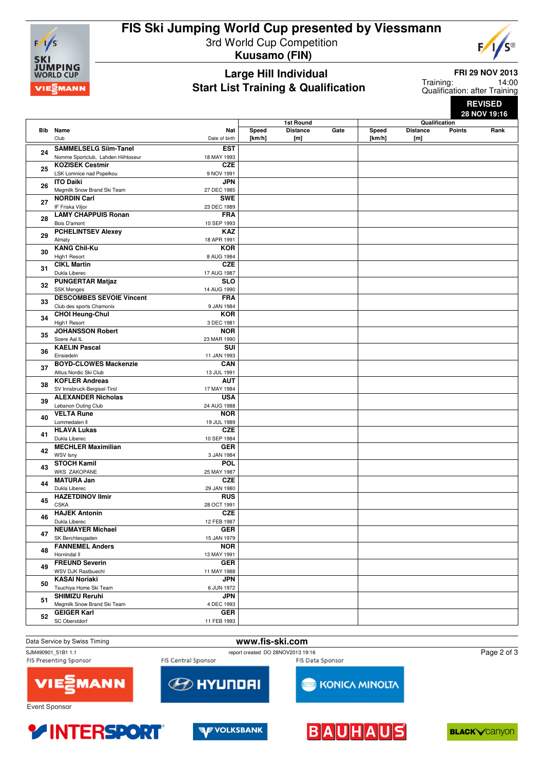# FIS Ski Jumping World Cup presented by Viessmann

3rd World Cup Competition
**Kuusamo (FIN)**

## Large Hill Individual
## Start List Training & Qualification

**FRI 29 NOV 2013**
Training: 14:00
Qualification: after Training

**REVISED**
**28 NOV 19:16**

| Bib | Name / Club | Nat / Date of birth | 1st Round Speed [km/h] | 1st Round Distance [m] | 1st Round Gate | Qualification Speed [km/h] | Qualification Distance [m] | Qualification Points | Qualification Rank |
|---|---|---|---|---|---|---|---|---|---|
| 24 | **SAMMELSELG Siim-Tanel** Nomme Sportclub, Lahden Hiihtoseur | **EST** 18 MAY 1993 | | | | | | | |
| 25 | **KOZISEK Cestmir** LSK Lomnice nad Popelkou | **CZE** 9 NOV 1991 | | | | | | | |
| 26 | **ITO Daiki** Megmilk Snow Brand Ski Team | **JPN** 27 DEC 1985 | | | | | | | |
| 27 | **NORDIN Carl** IF Friska Viljor | **SWE** 23 DEC 1989 | | | | | | | |
| 28 | **LAMY CHAPPUIS Ronan** Bois D'amont | **FRA** 10 SEP 1993 | | | | | | | |
| 29 | **PCHELINTSEV Alexey** Almaty | **KAZ** 18 APR 1991 | | | | | | | |
| 30 | **KANG Chil-Ku** High1 Resort | **KOR** 8 AUG 1984 | | | | | | | |
| 31 | **CIKL Martin** Dukla Liberec | **CZE** 17 AUG 1987 | | | | | | | |
| 32 | **PUNGERTAR Matjaz** SSK Menges | **SLO** 14 AUG 1990 | | | | | | | |
| 33 | **DESCOMBES SEVOIE Vincent** Club des sports Chamonix | **FRA** 9 JAN 1984 | | | | | | | |
| 34 | **CHOI Heung-Chul** High1 Resort | **KOR** 3 DEC 1981 | | | | | | | |
| 35 | **JOHANSSON Robert** Soere Aal IL | **NOR** 23 MAR 1990 | | | | | | | |
| 36 | **KAELIN Pascal** Einsiedeln | **SUI** 11 JAN 1993 | | | | | | | |
| 37 | **BOYD-CLOWES Mackenzie** Altius Nordic Ski Club | **CAN** 13 JUL 1991 | | | | | | | |
| 38 | **KOFLER Andreas** SV Innsbruck-Bergisel-Tirol | **AUT** 17 MAY 1984 | | | | | | | |
| 39 | **ALEXANDER Nicholas** Lebanon Outing Club | **USA** 24 AUG 1988 | | | | | | | |
| 40 | **VELTA Rune** Lommedalen Il | **NOR** 19 JUL 1989 | | | | | | | |
| 41 | **HLAVA Lukas** Dukla Liberec | **CZE** 10 SEP 1984 | | | | | | | |
| 42 | **MECHLER Maximilian** WSV Isny | **GER** 3 JAN 1984 | | | | | | | |
| 43 | **STOCH Kamil** WKS ZAKOPANE | **POL** 25 MAY 1987 | | | | | | | |
| 44 | **MATURA Jan** Dukla Liberec | **CZE** 29 JAN 1980 | | | | | | | |
| 45 | **HAZETDINOV Ilmir** CSKA | **RUS** 28 OCT 1991 | | | | | | | |
| 46 | **HAJEK Antonin** Dukla Liberec | **CZE** 12 FEB 1987 | | | | | | | |
| 47 | **NEUMAYER Michael** SK Berchtesgaden | **GER** 15 JAN 1979 | | | | | | | |
| 48 | **FANNEMEL Anders** Hornindal Il | **NOR** 13 MAY 1991 | | | | | | | |
| 49 | **FREUND Severin** WSV DJK Rastbuechl | **GER** 11 MAY 1988 | | | | | | | |
| 50 | **KASAI Noriaki** Tsuchiya Home Ski Team | **JPN** 6 JUN 1972 | | | | | | | |
| 51 | **SHIMIZU Reruhi** Megmilk Snow Brand Ski Team | **JPN** 4 DEC 1993 | | | | | | | |
| 52 | **GEIGER Karl** SC Oberstdorf | **GER** 11 FEB 1993 | | | | | | | |

Data Service by Swiss Timing
www.fis-ski.com
SJM490901_51B1 1.1
report created DO 28NOV2013 19:16

FIS Presenting Sponsor: VIESSMANN
FIS Central Sponsor: HYUNDAI
FIS Data Sponsor: KONICA MINOLTA
Event Sponsor: INTERSPORT, VOLKSBANK, BAUHAUS, BLACK canyon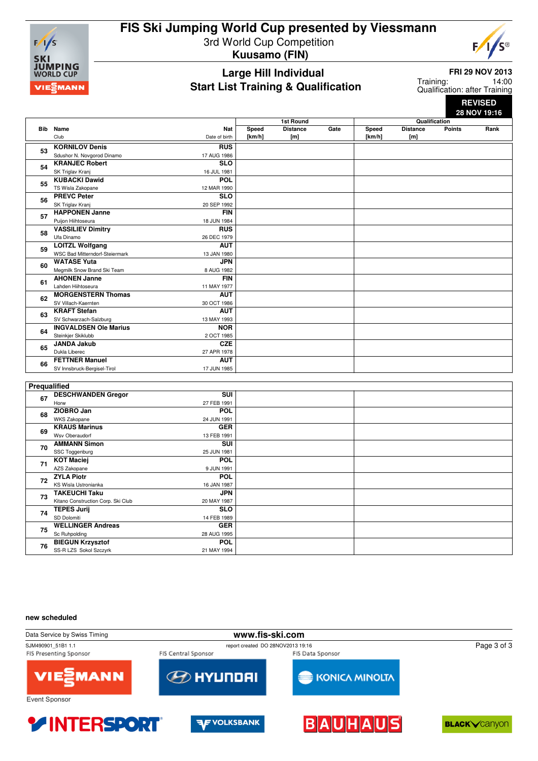# FIS Ski Jumping World Cup presented by Viessmann

3rd World Cup Competition
**Kuusamo (FIN)**

## Large Hill Individual
## Start List Training & Qualification

**FRI 29 NOV 2013**
Training: 14:00
Qualification: after Training

**REVISED**
**28 NOV 19:16**

| Bib | Name / Club | Nat / Date of birth | 1st Round Speed [km/h] | 1st Round Distance [m] | 1st Round Gate | Qualification Speed [km/h] | Qualification Distance [m] | Qualification Points | Qualification Rank |
|---|---|---|---|---|---|---|---|---|---|
| 53 | **KORNILOV Denis** Sdushor N. Novgorod Dinamo | **RUS** 17 AUG 1986 | | | | | | | |
| 54 | **KRANJEC Robert** SK Triglav Kranj | **SLO** 16 JUL 1981 | | | | | | | |
| 55 | **KUBACKI Dawid** TS Wisla Zakopane | **POL** 12 MAR 1990 | | | | | | | |
| 56 | **PREVC Peter** SK Triglav Kranj | **SLO** 20 SEP 1992 | | | | | | | |
| 57 | **HAPPONEN Janne** Puijon Hiihtoseura | **FIN** 18 JUN 1984 | | | | | | | |
| 58 | **VASSILIEV Dimitry** Ufa Dinamo | **RUS** 26 DEC 1979 | | | | | | | |
| 59 | **LOITZL Wolfgang** WSC Bad Mitterndorf-Steiermark | **AUT** 13 JAN 1980 | | | | | | | |
| 60 | **WATASE Yuta** Megmilk Snow Brand Ski Team | **JPN** 8 AUG 1982 | | | | | | | |
| 61 | **AHONEN Janne** Lahden Hiihtoseura | **FIN** 11 MAY 1977 | | | | | | | |
| 62 | **MORGENSTERN Thomas** SV Villach-Kaernten | **AUT** 30 OCT 1986 | | | | | | | |
| 63 | **KRAFT Stefan** SV Schwarzach-Salzburg | **AUT** 13 MAY 1993 | | | | | | | |
| 64 | **INGVALDSEN Ole Marius** Steinkjer Skiklubb | **NOR** 2 OCT 1985 | | | | | | | |
| 65 | **JANDA Jakub** Dukla Liberec | **CZE** 27 APR 1978 | | | | | | | |
| 66 | **FETTNER Manuel** SV Innsbruck-Bergisel-Tirol | **AUT** 17 JUN 1985 | | | | | | | |

**Prequalified**

| Bib | Name / Club | Nat / Date of birth | 1st Round Speed [km/h] | 1st Round Distance [m] | 1st Round Gate | Qualification Speed [km/h] | Qualification Distance [m] | Qualification Points | Qualification Rank |
|---|---|---|---|---|---|---|---|---|---|
| 67 | **DESCHWANDEN Gregor** Horw | **SUI** 27 FEB 1991 | | | | | | | |
| 68 | **ZIOBRO Jan** WKS Zakopane | **POL** 24 JUN 1991 | | | | | | | |
| 69 | **KRAUS Marinus** Wsv Oberaudorf | **GER** 13 FEB 1991 | | | | | | | |
| 70 | **AMMANN Simon** SSC Toggenburg | **SUI** 25 JUN 1981 | | | | | | | |
| 71 | **KOT Maciej** AZS Zakopane | **POL** 9 JUN 1991 | | | | | | | |
| 72 | **ZYLA Piotr** KS Wisla Ustronianka | **POL** 16 JAN 1987 | | | | | | | |
| 73 | **TAKEUCHI Taku** Kitano Construction Corp. Ski Club | **JPN** 20 MAY 1987 | | | | | | | |
| 74 | **TEPES Jurij** SD Dolomiti | **SLO** 14 FEB 1989 | | | | | | | |
| 75 | **WELLINGER Andreas** Sc Ruhpolding | **GER** 28 AUG 1995 | | | | | | | |
| 76 | **BIEGUN Krzysztof** SS-R LZS Sokol Szczyrk | **POL** 21 MAY 1994 | | | | | | | |

**new scheduled**

Data Service by Swiss Timing
www.fis-ski.com
SJM490901_51B1 1.1
report created DO 28NOV2013 19:16

FIS Presenting Sponsor: VIESSMANN
FIS Central Sponsor: HYUNDAI
FIS Data Sponsor: KONICA MINOLTA
Event Sponsor: INTERSPORT, VOLKSBANK, BAUHAUS, BLACK canyon